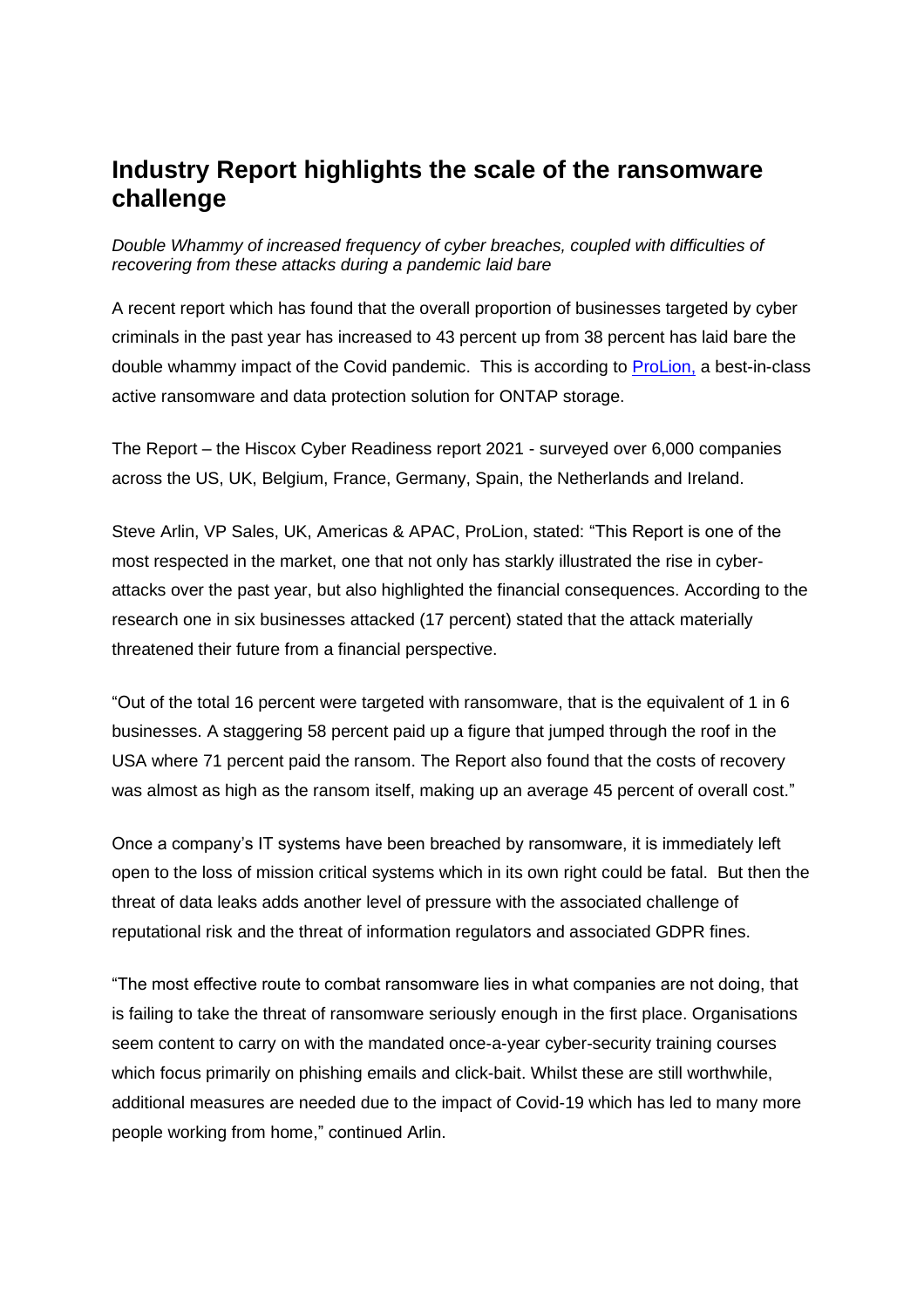# Industry Report highlights the scale of the ransomware challenge

*Double Whammy of increased frequency of cyber breaches, coupled with difficulties of recovering from these attacks during a pandemic laid bare*

A recent report which has found that the overall proportion of businesses targeted by cyber criminals in the past year has increased to 43 percent up from 38 percent has laid bare the double whammy impact of the Covid pandemic. This is according to [ProLion,](ProLion) a best-in-class active ransomware and data protection solution for ONTAP storage.

The Report – the Hiscox Cyber Readiness report 2021 - surveyed over 6,000 companies across the US, UK, Belgium, France, Germany, Spain, the Netherlands and Ireland.

Steve Arlin, VP Sales, UK, Americas & APAC, ProLion, stated: "This Report is one of the most respected in the market, one that not only has starkly illustrated the rise in cyber-attacks over the past year, but also highlighted the financial consequences. According to the research one in six businesses attacked (17 percent) stated that the attack materially threatened their future from a financial perspective.

"Out of the total 16 percent were targeted with ransomware, that is the equivalent of 1 in 6 businesses. A staggering 58 percent paid up a figure that jumped through the roof in the USA where 71 percent paid the ransom. The Report also found that the costs of recovery was almost as high as the ransom itself, making up an average 45 percent of overall cost."

Once a company's IT systems have been breached by ransomware, it is immediately left open to the loss of mission critical systems which in its own right could be fatal. But then the threat of data leaks adds another level of pressure with the associated challenge of reputational risk and the threat of information regulators and associated GDPR fines.

"The most effective route to combat ransomware lies in what companies are not doing, that is failing to take the threat of ransomware seriously enough in the first place. Organisations seem content to carry on with the mandated once-a-year cyber-security training courses which focus primarily on phishing emails and click-bait. Whilst these are still worthwhile, additional measures are needed due to the impact of Covid-19 which has led to many more people working from home," continued Arlin.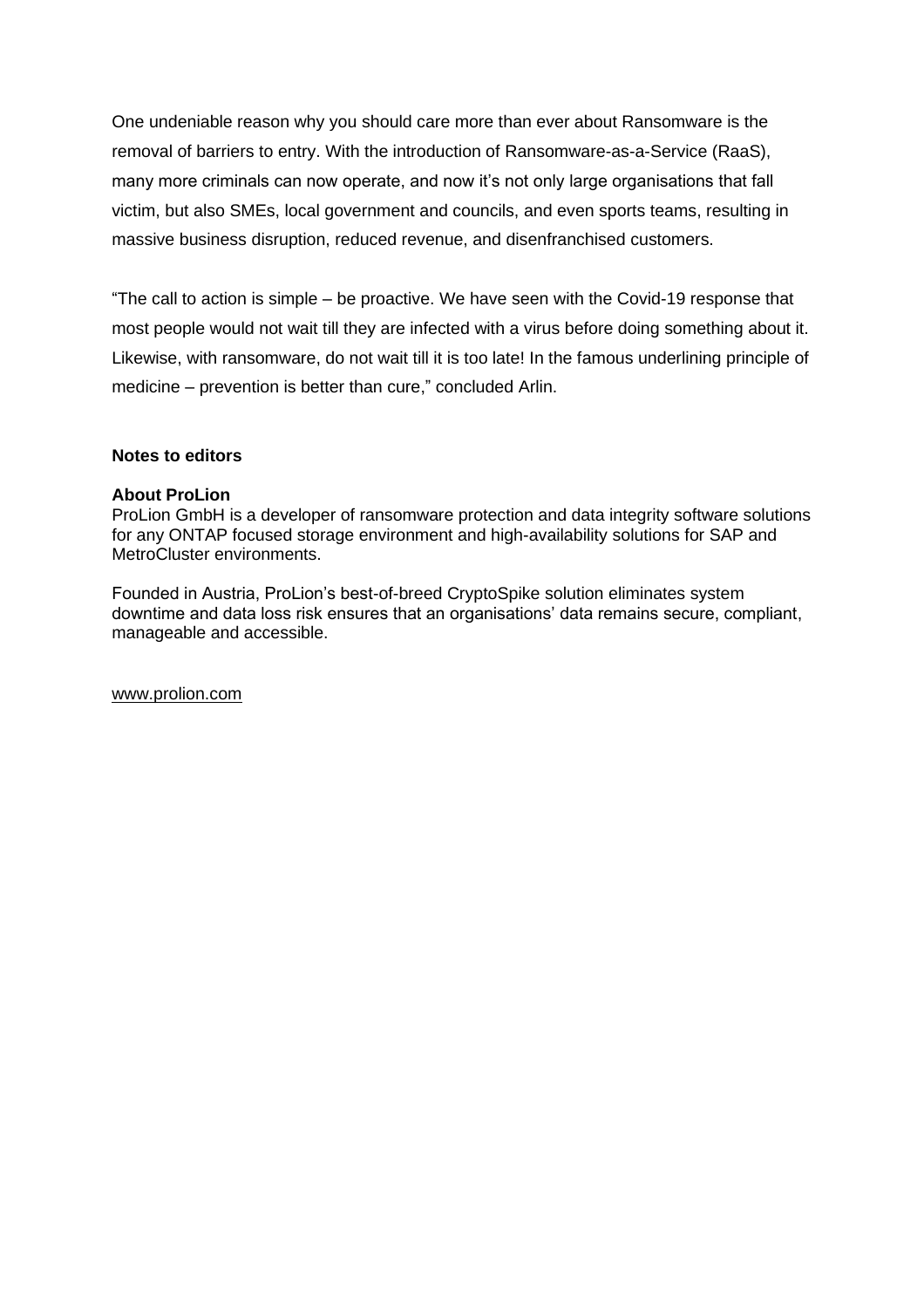One undeniable reason why you should care more than ever about Ransomware is the removal of barriers to entry. With the introduction of Ransomware-as-a-Service (RaaS), many more criminals can now operate, and now it's not only large organisations that fall victim, but also SMEs, local government and councils, and even sports teams, resulting in massive business disruption, reduced revenue, and disenfranchised customers.

"The call to action is simple – be proactive. We have seen with the Covid-19 response that most people would not wait till they are infected with a virus before doing something about it. Likewise, with ransomware, do not wait till it is too late! In the famous underlining principle of medicine – prevention is better than cure," concluded Arlin.

**Notes to editors**

**About ProLion**

ProLion GmbH is a developer of ransomware protection and data integrity software solutions for any ONTAP focused storage environment and high-availability solutions for SAP and MetroCluster environments.

Founded in Austria, ProLion's best-of-breed CryptoSpike solution eliminates system downtime and data loss risk ensures that an organisations' data remains secure, compliant, manageable and accessible.

www.prolion.com